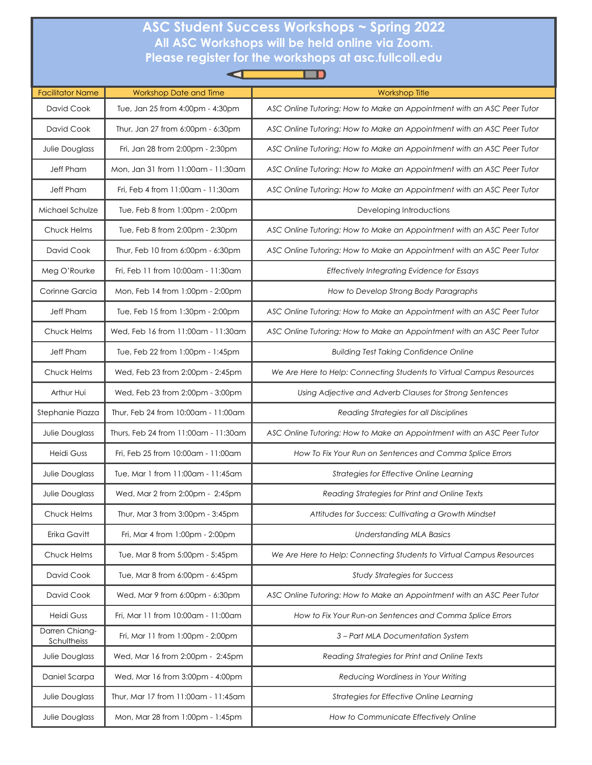# ASC Student Success Workshops ~ Spring 2022

## All ASC Workshops will be held online via Zoom.

## Please register for the workshops at asc.fullcoll.edu

| Facilitator Name | Workshop Date and Time | Workshop Title |
|---|---|---|
| David Cook | Tue, Jan 25 from 4:00pm - 4:30pm | *ASC Online Tutoring: How to Make an Appointment with an ASC Peer Tutor* |
| David Cook | Thur, Jan 27 from 6:00pm - 6:30pm | *ASC Online Tutoring: How to Make an Appointment with an ASC Peer Tutor* |
| Julie Douglass | Fri, Jan 28 from 2:00pm - 2:30pm | *ASC Online Tutoring: How to Make an Appointment with an ASC Peer Tutor* |
| Jeff Pham | Mon, Jan 31 from 11:00am - 11:30am | *ASC Online Tutoring: How to Make an Appointment with an ASC Peer Tutor* |
| Jeff Pham | Fri, Feb 4 from 11:00am - 11:30am | *ASC Online Tutoring: How to Make an Appointment with an ASC Peer Tutor* |
| Michael Schulze | Tue, Feb 8 from 1:00pm - 2:00pm | Developing Introductions |
| Chuck Helms | Tue, Feb 8 from 2:00pm - 2:30pm | *ASC Online Tutoring: How to Make an Appointment with an ASC Peer Tutor* |
| David Cook | Thur, Feb 10 from 6:00pm - 6:30pm | *ASC Online Tutoring: How to Make an Appointment with an ASC Peer Tutor* |
| Meg O'Rourke | Fri, Feb 11 from 10:00am - 11:30am | *Effectively Integrating Evidence for Essays* |
| Corinne Garcia | Mon, Feb 14 from 1:00pm - 2:00pm | *How to Develop Strong Body Paragraphs* |
| Jeff Pham | Tue, Feb 15 from 1:30pm - 2:00pm | *ASC Online Tutoring: How to Make an Appointment with an ASC Peer Tutor* |
| Chuck Helms | Wed, Feb 16 from 11:00am - 11:30am | *ASC Online Tutoring: How to Make an Appointment with an ASC Peer Tutor* |
| Jeff Pham | Tue, Feb 22 from 1:00pm - 1:45pm | *Building Test Taking Confidence Online* |
| Chuck Helms | Wed, Feb 23 from 2:00pm - 2:45pm | *We Are Here to Help: Connecting Students to Virtual Campus Resources* |
| Arthur Hui | Wed, Feb 23 from 2:00pm - 3:00pm | *Using Adjective and Adverb Clauses for Strong Sentences* |
| Stephanie Piazza | Thur, Feb 24 from 10:00am - 11:00am | *Reading Strategies for all Disciplines* |
| Julie Douglass | Thurs, Feb 24 from 11:00am - 11:30am | *ASC Online Tutoring: How to Make an Appointment with an ASC Peer Tutor* |
| Heidi Guss | Fri, Feb 25 from 10:00am - 11:00am | *How To Fix Your Run on Sentences and Comma Splice Errors* |
| Julie Douglass | Tue, Mar 1 from 11:00am - 11:45am | *Strategies for Effective Online Learning* |
| Julie Douglass | Wed, Mar 2 from 2:00pm - 2:45pm | *Reading Strategies for Print and Online Texts* |
| Chuck Helms | Thur, Mar 3 from 3:00pm - 3:45pm | *Attitudes for Success: Cultivating a Growth Mindset* |
| Erika Gavitt | Fri, Mar 4 from 1:00pm - 2:00pm | *Understanding MLA Basics* |
| Chuck Helms | Tue, Mar 8 from 5:00pm - 5:45pm | *We Are Here to Help: Connecting Students to Virtual Campus Resources* |
| David Cook | Tue, Mar 8 from 6:00pm - 6:45pm | *Study Strategies for Success* |
| David Cook | Wed, Mar 9 from 6:00pm - 6:30pm | *ASC Online Tutoring: How to Make an Appointment with an ASC Peer Tutor* |
| Heidi Guss | Fri, Mar 11 from 10:00am - 11:00am | *How to Fix Your Run-on Sentences and Comma Splice Errors* |
| Darren Chiang-Schultheiss | Fri, Mar 11 from 1:00pm - 2:00pm | *3 – Part MLA Documentation System* |
| Julie Douglass | Wed, Mar 16 from 2:00pm - 2:45pm | *Reading Strategies for Print and Online Texts* |
| Daniel Scarpa | Wed, Mar 16 from 3:00pm - 4:00pm | *Reducing Wordiness in Your Writing* |
| Julie Douglass | Thur, Mar 17 from 11:00am - 11:45am | *Strategies for Effective Online Learning* |
| Julie Douglass | Mon, Mar 28 from 1:00pm - 1:45pm | *How to Communicate Effectively Online* |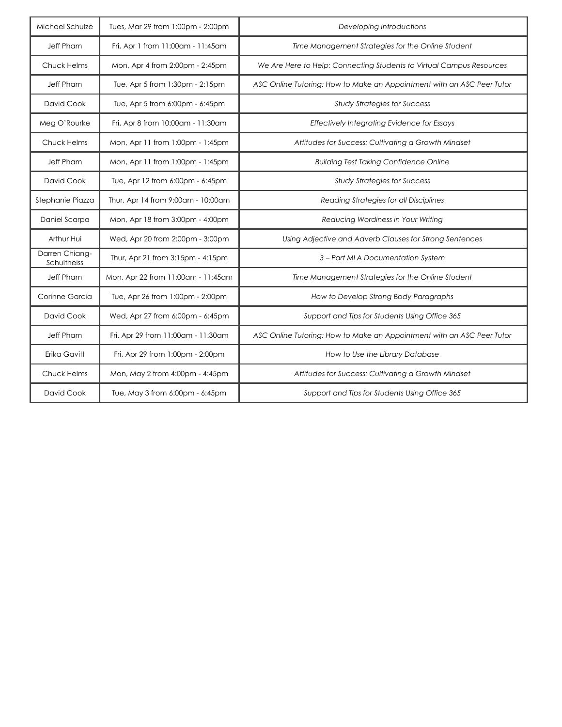| | | |
|---|---|---|
| Michael Schulze | Tues, Mar 29 from 1:00pm - 2:00pm | *Developing Introductions* |
| Jeff Pham | Fri, Apr 1 from 11:00am - 11:45am | *Time Management Strategies for the Online Student* |
| Chuck Helms | Mon, Apr 4 from 2:00pm - 2:45pm | *We Are Here to Help: Connecting Students to Virtual Campus Resources* |
| Jeff Pham | Tue, Apr 5 from 1:30pm - 2:15pm | *ASC Online Tutoring: How to Make an Appointment with an ASC Peer Tutor* |
| David Cook | Tue, Apr 5 from 6:00pm - 6:45pm | *Study Strategies for Success* |
| Meg O'Rourke | Fri, Apr 8 from 10:00am - 11:30am | *Effectively Integrating Evidence for Essays* |
| Chuck Helms | Mon, Apr 11 from 1:00pm - 1:45pm | *Attitudes for Success: Cultivating a Growth Mindset* |
| Jeff Pham | Mon, Apr 11 from 1:00pm - 1:45pm | *Building Test Taking Confidence Online* |
| David Cook | Tue, Apr 12 from 6:00pm - 6:45pm | *Study Strategies for Success* |
| Stephanie Piazza | Thur, Apr 14 from 9:00am - 10:00am | *Reading Strategies for all Disciplines* |
| Daniel Scarpa | Mon, Apr 18 from 3:00pm - 4:00pm | *Reducing Wordiness in Your Writing* |
| Arthur Hui | Wed, Apr 20 from 2:00pm - 3:00pm | *Using Adjective and Adverb Clauses for Strong Sentences* |
| Darren Chiang-Schultheiss | Thur, Apr 21 from 3:15pm - 4:15pm | *3 – Part MLA Documentation System* |
| Jeff Pham | Mon, Apr 22 from 11:00am - 11:45am | *Time Management Strategies for the Online Student* |
| Corinne Garcia | Tue, Apr 26 from 1:00pm - 2:00pm | *How to Develop Strong Body Paragraphs* |
| David Cook | Wed, Apr 27 from 6:00pm - 6:45pm | *Support and Tips for Students Using Office 365* |
| Jeff Pham | Fri, Apr 29 from 11:00am - 11:30am | *ASC Online Tutoring: How to Make an Appointment with an ASC Peer Tutor* |
| Erika Gavitt | Fri, Apr 29 from 1:00pm - 2:00pm | *How to Use the Library Database* |
| Chuck Helms | Mon, May 2 from 4:00pm - 4:45pm | *Attitudes for Success: Cultivating a Growth Mindset* |
| David Cook | Tue, May 3 from 6:00pm - 6:45pm | *Support and Tips for Students Using Office 365* |